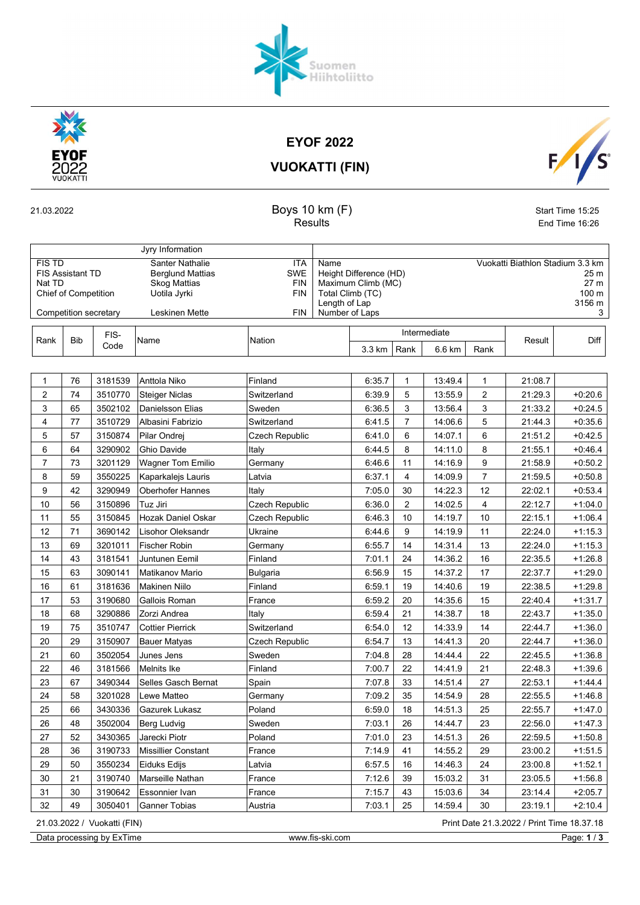# EYOF 2022

## VUOKATTI (FIN)

21.03.2022

### Boys 10 km (F)
### Results

Start Time 15:25
End Time 16:26

| Jyry Information | | | | |
|---|---|---|---|---|
| FIS TD | Santer Nathalie | ITA | Name | Vuokatti Biathlon Stadium 3.3 km |
| FIS Assistant TD | Berglund Mattias | SWE | Height Difference (HD) | 25 m |
| Nat TD | Skog Mattias | FIN | Maximum Climb (MC) | 27 m |
| Chief of Competition | Uotila Jyrki | FIN | Total Climb (TC) | 100 m |
| | | | Length of Lap | 3156 m |
| Competition secretary | Leskinen Mette | FIN | Number of Laps | 3 |

| Rank | Bib | FIS-Code | Name | Nation | Intermediate 3.3 km | Rank | Intermediate 6.6 km | Rank | Result | Diff |
|---|---|---|---|---|---|---|---|---|---|---|
| 1 | 76 | 3181539 | Anttola Niko | Finland | 6:35.7 | 1 | 13:49.4 | 1 | 21:08.7 | |
| 2 | 74 | 3510770 | Steiger Niclas | Switzerland | 6:39.9 | 5 | 13:55.9 | 2 | 21:29.3 | +0:20.6 |
| 3 | 65 | 3502102 | Danielsson Elias | Sweden | 6:36.5 | 3 | 13:56.4 | 3 | 21:33.2 | +0:24.5 |
| 4 | 77 | 3510729 | Albasini Fabrizio | Switzerland | 6:41.5 | 7 | 14:06.6 | 5 | 21:44.3 | +0:35.6 |
| 5 | 57 | 3150874 | Pilar Ondrej | Czech Republic | 6:41.0 | 6 | 14:07.1 | 6 | 21:51.2 | +0:42.5 |
| 6 | 64 | 3290902 | Ghio Davide | Italy | 6:44.5 | 8 | 14:11.0 | 8 | 21:55.1 | +0:46.4 |
| 7 | 73 | 3201129 | Wagner Tom Emilio | Germany | 6:46.6 | 11 | 14:16.9 | 9 | 21:58.9 | +0:50.2 |
| 8 | 59 | 3550225 | Kaparkalejs Lauris | Latvia | 6:37.1 | 4 | 14:09.9 | 7 | 21:59.5 | +0:50.8 |
| 9 | 42 | 3290949 | Oberhofer Hannes | Italy | 7:05.0 | 30 | 14:22.3 | 12 | 22:02.1 | +0:53.4 |
| 10 | 56 | 3150896 | Tuz Jiri | Czech Republic | 6:36.0 | 2 | 14:02.5 | 4 | 22:12.7 | +1:04.0 |
| 11 | 55 | 3150845 | Hozak Daniel Oskar | Czech Republic | 6:46.3 | 10 | 14:19.7 | 10 | 22:15.1 | +1:06.4 |
| 12 | 71 | 3690142 | Lisohor Oleksandr | Ukraine | 6:44.6 | 9 | 14:19.9 | 11 | 22:24.0 | +1:15.3 |
| 13 | 69 | 3201011 | Fischer Robin | Germany | 6:55.7 | 14 | 14:31.4 | 13 | 22:24.0 | +1:15.3 |
| 14 | 43 | 3181541 | Juntunen Eemil | Finland | 7:01.1 | 24 | 14:36.2 | 16 | 22:35.5 | +1:26.8 |
| 15 | 63 | 3090141 | Matikanov Mario | Bulgaria | 6:56.9 | 15 | 14:37.2 | 17 | 22:37.7 | +1:29.0 |
| 16 | 61 | 3181636 | Makinen Niilo | Finland | 6:59.1 | 19 | 14:40.6 | 19 | 22:38.5 | +1:29.8 |
| 17 | 53 | 3190680 | Gallois Roman | France | 6:59.2 | 20 | 14:35.6 | 15 | 22:40.4 | +1:31.7 |
| 18 | 68 | 3290886 | Zorzi Andrea | Italy | 6:59.4 | 21 | 14:38.7 | 18 | 22:43.7 | +1:35.0 |
| 19 | 75 | 3510747 | Cottier Pierrick | Switzerland | 6:54.0 | 12 | 14:33.9 | 14 | 22:44.7 | +1:36.0 |
| 20 | 29 | 3150907 | Bauer Matyas | Czech Republic | 6:54.7 | 13 | 14:41.3 | 20 | 22:44.7 | +1:36.0 |
| 21 | 60 | 3502054 | Junes Jens | Sweden | 7:04.8 | 28 | 14:44.4 | 22 | 22:45.5 | +1:36.8 |
| 22 | 46 | 3181566 | Melnits Ike | Finland | 7:00.7 | 22 | 14:41.9 | 21 | 22:48.3 | +1:39.6 |
| 23 | 67 | 3490344 | Selles Gasch Bernat | Spain | 7:07.8 | 33 | 14:51.4 | 27 | 22:53.1 | +1:44.4 |
| 24 | 58 | 3201028 | Lewe Matteo | Germany | 7:09.2 | 35 | 14:54.9 | 28 | 22:55.5 | +1:46.8 |
| 25 | 66 | 3430336 | Gazurek Lukasz | Poland | 6:59.0 | 18 | 14:51.3 | 25 | 22:55.7 | +1:47.0 |
| 26 | 48 | 3502004 | Berg Ludvig | Sweden | 7:03.1 | 26 | 14:44.7 | 23 | 22:56.0 | +1:47.3 |
| 27 | 52 | 3430365 | Jarecki Piotr | Poland | 7:01.0 | 23 | 14:51.3 | 26 | 22:59.5 | +1:50.8 |
| 28 | 36 | 3190733 | Missillier Constant | France | 7:14.9 | 41 | 14:55.2 | 29 | 23:00.2 | +1:51.5 |
| 29 | 50 | 3550234 | Eiduks Edijs | Latvia | 6:57.5 | 16 | 14:46.3 | 24 | 23:00.8 | +1:52.1 |
| 30 | 21 | 3190740 | Marseille Nathan | France | 7:12.6 | 39 | 15:03.2 | 31 | 23:05.5 | +1:56.8 |
| 31 | 30 | 3190642 | Essonnier Ivan | France | 7:15.7 | 43 | 15:03.6 | 34 | 23:14.4 | +2:05.7 |
| 32 | 49 | 3050401 | Ganner Tobias | Austria | 7:03.1 | 25 | 14:59.4 | 30 | 23:19.1 | +2:10.4 |

21.03.2022 / Vuokatti (FIN)
Print Date 21.3.2022 / Print Time 18.37.18

Data processing by ExTime
www.fis-ski.com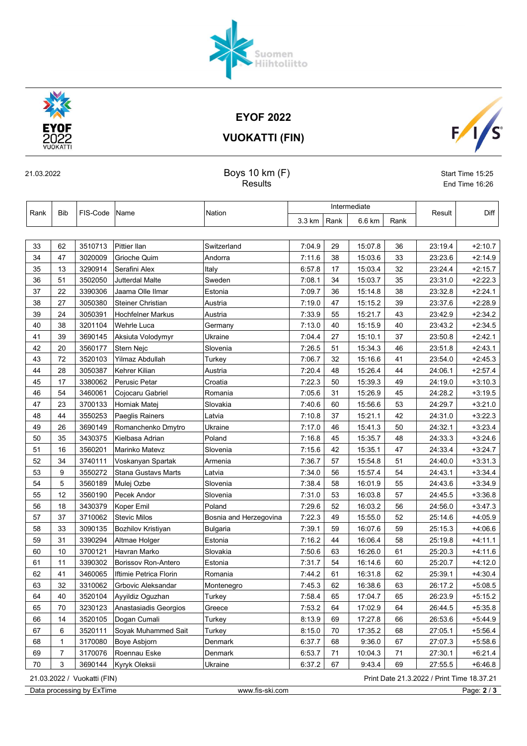# EYOF 2022

# VUOKATTI (FIN)

21.03.2022

## Boys 10 km (F)

### Results

Start Time 15:25
End Time 16:26

| Rank | Bib | FIS-Code | Name | Nation | Intermediate | | | | Result | Diff |
|---|---|---|---|---|---|---|---|---|---|---|
| | | | | | 3.3 km | Rank | 6.6 km | Rank | | |
| 33 | 62 | 3510713 | Pittier Ilan | Switzerland | 7:04.9 | 29 | 15:07.8 | 36 | 23:19.4 | +2:10.7 |
| 34 | 47 | 3020009 | Grioche Quim | Andorra | 7:11.6 | 38 | 15:03.6 | 33 | 23:23.6 | +2:14.9 |
| 35 | 13 | 3290914 | Serafini Alex | Italy | 6:57.8 | 17 | 15:03.4 | 32 | 23:24.4 | +2:15.7 |
| 36 | 51 | 3502050 | Jutterdal Malte | Sweden | 7:08.1 | 34 | 15:03.7 | 35 | 23:31.0 | +2:22.3 |
| 37 | 22 | 3390306 | Jaama Olle Ilmar | Estonia | 7:09.7 | 36 | 15:14.8 | 38 | 23:32.8 | +2:24.1 |
| 38 | 27 | 3050380 | Steiner Christian | Austria | 7:19.0 | 47 | 15:15.2 | 39 | 23:37.6 | +2:28.9 |
| 39 | 24 | 3050391 | Hochfelner Markus | Austria | 7:33.9 | 55 | 15:21.7 | 43 | 23:42.9 | +2:34.2 |
| 40 | 38 | 3201104 | Wehrle Luca | Germany | 7:13.0 | 40 | 15:15.9 | 40 | 23:43.2 | +2:34.5 |
| 41 | 39 | 3690145 | Aksiuta Volodymyr | Ukraine | 7:04.4 | 27 | 15:10.1 | 37 | 23:50.8 | +2:42.1 |
| 42 | 20 | 3560177 | Stern Nejc | Slovenia | 7:26.5 | 51 | 15:34.3 | 46 | 23:51.8 | +2:43.1 |
| 43 | 72 | 3520103 | Yilmaz Abdullah | Turkey | 7:06.7 | 32 | 15:16.6 | 41 | 23:54.0 | +2:45.3 |
| 44 | 28 | 3050387 | Kehrer Kilian | Austria | 7:20.4 | 48 | 15:26.4 | 44 | 24:06.1 | +2:57.4 |
| 45 | 17 | 3380062 | Perusic Petar | Croatia | 7:22.3 | 50 | 15:39.3 | 49 | 24:19.0 | +3:10.3 |
| 46 | 54 | 3460061 | Cojocaru Gabriel | Romania | 7:05.6 | 31 | 15:26.9 | 45 | 24:28.2 | +3:19.5 |
| 47 | 23 | 3700133 | Horniak Matej | Slovakia | 7:40.6 | 60 | 15:56.6 | 53 | 24:29.7 | +3:21.0 |
| 48 | 44 | 3550253 | Paeglis Rainers | Latvia | 7:10.8 | 37 | 15:21.1 | 42 | 24:31.0 | +3:22.3 |
| 49 | 26 | 3690149 | Romanchenko Dmytro | Ukraine | 7:17.0 | 46 | 15:41.3 | 50 | 24:32.1 | +3:23.4 |
| 50 | 35 | 3430375 | Kielbasa Adrian | Poland | 7:16.8 | 45 | 15:35.7 | 48 | 24:33.3 | +3:24.6 |
| 51 | 16 | 3560201 | Marinko Matevz | Slovenia | 7:15.6 | 42 | 15:35.1 | 47 | 24:33.4 | +3:24.7 |
| 52 | 34 | 3740111 | Voskanyan Spartak | Armenia | 7:36.7 | 57 | 15:54.8 | 51 | 24:40.0 | +3:31.3 |
| 53 | 9 | 3550272 | Stana Gustavs Marts | Latvia | 7:34.0 | 56 | 15:57.4 | 54 | 24:43.1 | +3:34.4 |
| 54 | 5 | 3560189 | Mulej Ozbe | Slovenia | 7:38.4 | 58 | 16:01.9 | 55 | 24:43.6 | +3:34.9 |
| 55 | 12 | 3560190 | Pecek Andor | Slovenia | 7:31.0 | 53 | 16:03.8 | 57 | 24:45.5 | +3:36.8 |
| 56 | 18 | 3430379 | Koper Emil | Poland | 7:29.6 | 52 | 16:03.2 | 56 | 24:56.0 | +3:47.3 |
| 57 | 37 | 3710062 | Stevic Milos | Bosnia and Herzegovina | 7:22.3 | 49 | 15:55.0 | 52 | 25:14.6 | +4:05.9 |
| 58 | 33 | 3090135 | Bozhilov Kristiyan | Bulgaria | 7:39.1 | 59 | 16:07.6 | 59 | 25:15.3 | +4:06.6 |
| 59 | 31 | 3390294 | Altmae Holger | Estonia | 7:16.2 | 44 | 16:06.4 | 58 | 25:19.8 | +4:11.1 |
| 60 | 10 | 3700121 | Havran Marko | Slovakia | 7:50.6 | 63 | 16:26.0 | 61 | 25:20.3 | +4:11.6 |
| 61 | 11 | 3390302 | Borissov Ron-Antero | Estonia | 7:31.7 | 54 | 16:14.6 | 60 | 25:20.7 | +4:12.0 |
| 62 | 41 | 3460065 | Iftimie Petrica Florin | Romania | 7:44.2 | 61 | 16:31.8 | 62 | 25:39.1 | +4:30.4 |
| 63 | 32 | 3310062 | Grbovic Aleksandar | Montenegro | 7:45.3 | 62 | 16:38.6 | 63 | 26:17.2 | +5:08.5 |
| 64 | 40 | 3520104 | Ayyildiz Oguzhan | Turkey | 7:58.4 | 65 | 17:04.7 | 65 | 26:23.9 | +5:15.2 |
| 65 | 70 | 3230123 | Anastasiadis Georgios | Greece | 7:53.2 | 64 | 17:02.9 | 64 | 26:44.5 | +5:35.8 |
| 66 | 14 | 3520105 | Dogan Cumali | Turkey | 8:13.9 | 69 | 17:27.8 | 66 | 26:53.6 | +5:44.9 |
| 67 | 6 | 3520111 | Soyak Muhammed Sait | Turkey | 8:15.0 | 70 | 17:35.2 | 68 | 27:05.1 | +5:56.4 |
| 68 | 1 | 3170080 | Boye Asbjorn | Denmark | 6:37.7 | 68 | 9:36.0 | 67 | 27:07.3 | +5:58.6 |
| 69 | 7 | 3170076 | Roennau Eske | Denmark | 6:53.7 | 71 | 10:04.3 | 71 | 27:30.1 | +6:21.4 |
| 70 | 3 | 3690144 | Kyryk Oleksii | Ukraine | 6:37.2 | 67 | 9:43.4 | 69 | 27:55.5 | +6:46.8 |

21.03.2022 / Vuokatti (FIN) — Print Date 21.3.2022 / Print Time 18.37.21

Data processing by ExTime — www.fis-ski.com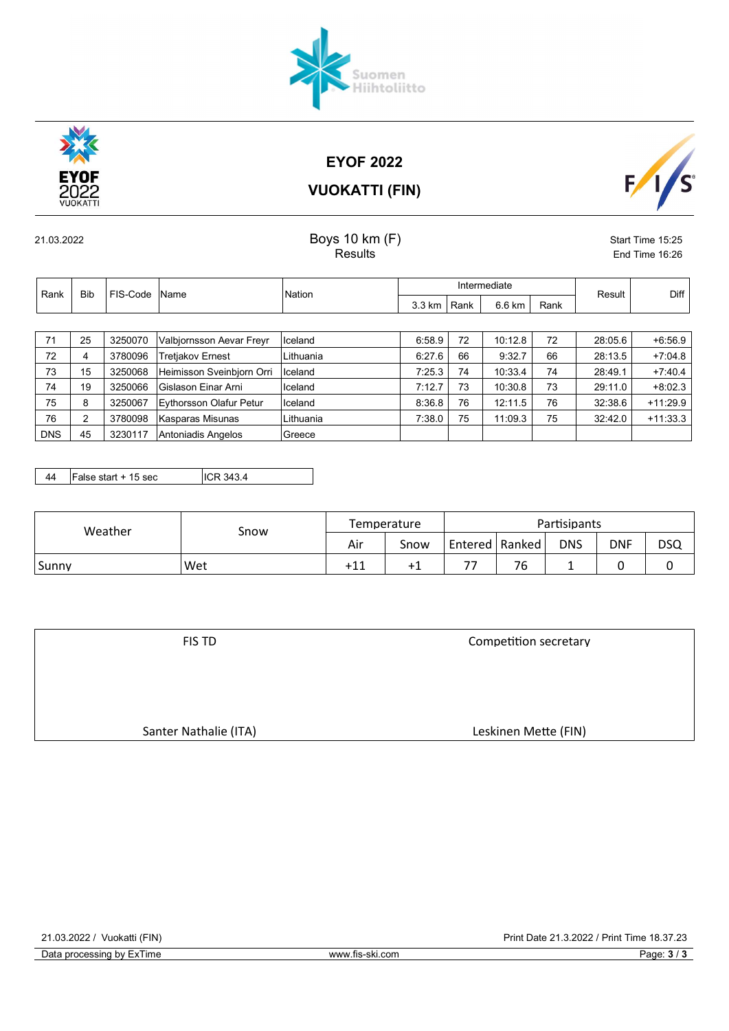# EYOF 2022

# VUOKATTI (FIN)

21.03.2022

## Boys 10 km (F)

Results

Start Time 15:25
End Time 16:26

| Rank | Bib | FIS-Code | Name | Nation | Intermediate 3.3 km | Rank | 6.6 km | Rank | Result | Diff |
|---|---|---|---|---|---|---|---|---|---|---|
| 71 | 25 | 3250070 | Valbjornsson Aevar Freyr | Iceland | 6:58.9 | 72 | 10:12.8 | 72 | 28:05.6 | +6:56.9 |
| 72 | 4 | 3780096 | Tretjakov Ernest | Lithuania | 6:27.6 | 66 | 9:32.7 | 66 | 28:13.5 | +7:04.8 |
| 73 | 15 | 3250068 | Heimisson Sveinbjorn Orri | Iceland | 7:25.3 | 74 | 10:33.4 | 74 | 28:49.1 | +7:40.4 |
| 74 | 19 | 3250066 | Gislason Einar Arni | Iceland | 7:12.7 | 73 | 10:30.8 | 73 | 29:11.0 | +8:02.3 |
| 75 | 8 | 3250067 | Eythorsson Olafur Petur | Iceland | 8:36.8 | 76 | 12:11.5 | 76 | 32:38.6 | +11:29.9 |
| 76 | 2 | 3780098 | Kasparas Misunas | Lithuania | 7:38.0 | 75 | 11:09.3 | 75 | 32:42.0 | +11:33.3 |
| DNS | 45 | 3230117 | Antoniadis Angelos | Greece | | | | | | |

| | | |
|---|---|---|
| 44 | False start + 15 sec | ICR 343.4 |

| Weather | Snow | Temperature Air | Snow | Partisipants Entered | Ranked | DNS | DNF | DSQ |
|---|---|---|---|---|---|---|---|---|
| Sunny | Wet | +11 | +1 | 77 | 76 | 1 | 0 | 0 |

| FIS TD | Competition secretary |
|---|---|
| Santer Nathalie (ITA) | Leskinen Mette (FIN) |